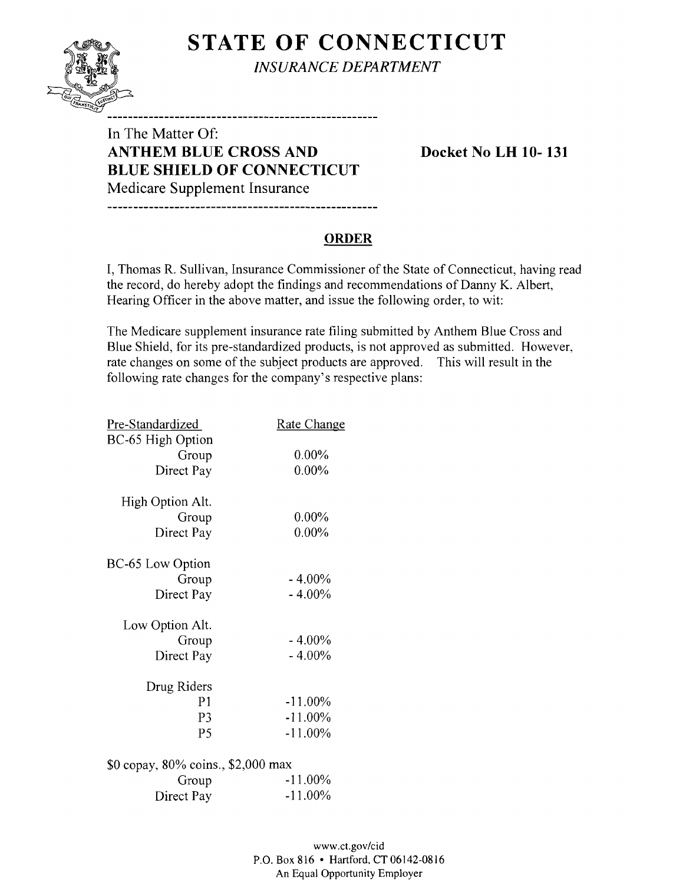# STATE OF CONNECTICUT

*INSURANCE DEPARTMENT*

---

In The Matter Of:
**ANTHEM BLUE CROSS AND BLUE SHIELD OF CONNECTICUT**
Medicare Supplement Insurance

**Docket No LH 10- 131**

---

## ORDER

I, Thomas R. Sullivan, Insurance Commissioner of the State of Connecticut, having read the record, do hereby adopt the findings and recommendations of Danny K. Albert, Hearing Officer in the above matter, and issue the following order, to wit:

The Medicare supplement insurance rate filing submitted by Anthem Blue Cross and Blue Shield, for its pre-standardized products, is not approved as submitted. However, rate changes on some of the subject products are approved. This will result in the following rate changes for the company's respective plans:

| Pre-Standardized | Rate Change |
|---|---|
| BC-65 High Option | |
| Group | 0.00% |
| Direct Pay | 0.00% |
| High Option Alt. | |
| Group | 0.00% |
| Direct Pay | 0.00% |
| BC-65 Low Option | |
| Group | - 4.00% |
| Direct Pay | - 4.00% |
| Low Option Alt. | |
| Group | - 4.00% |
| Direct Pay | - 4.00% |
| Drug Riders | |
| P1 | -11.00% |
| P3 | -11.00% |
| P5 | -11.00% |
| $0 copay, 80% coins., $2,000 max | |
| Group | -11.00% |
| Direct Pay | -11.00% |

www.ct.gov/cid
P.O. Box 816 • Hartford, CT 06142-0816
An Equal Opportunity Employer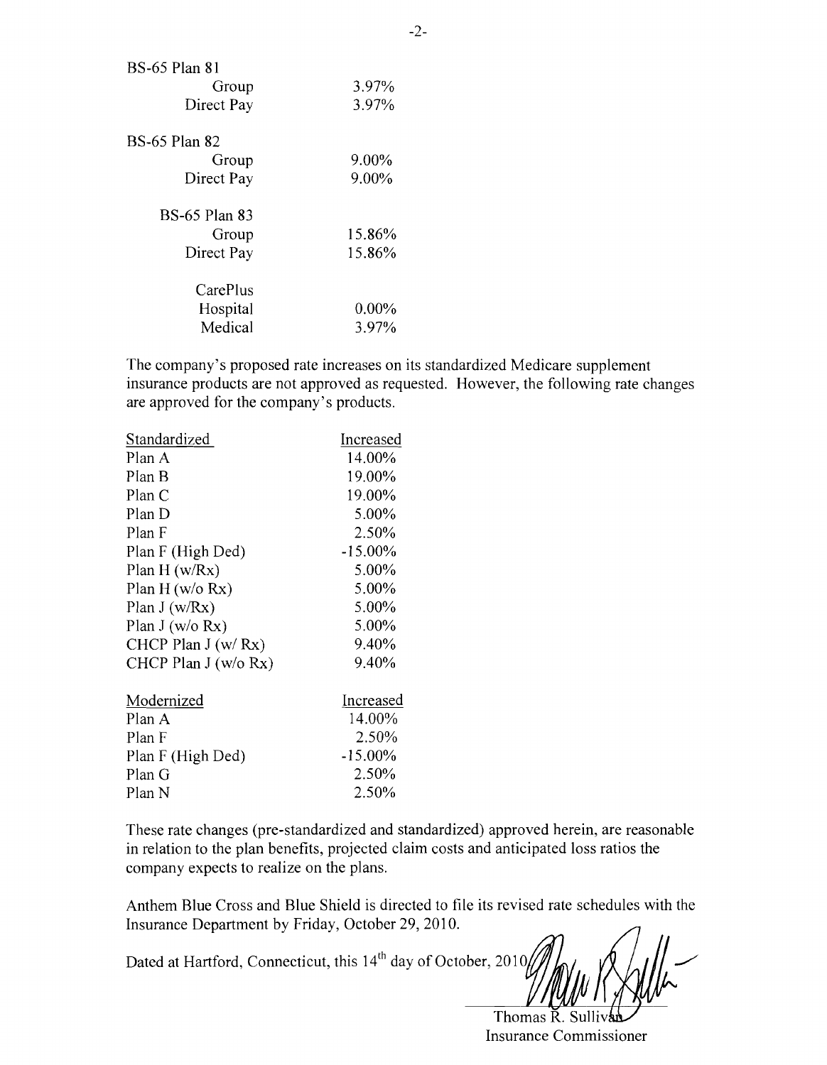| BS-65 Plan 81 | |
|---|---|
| Group | 3.97% |
| Direct Pay | 3.97% |
| **BS-65 Plan 82** | |
| Group | 9.00% |
| Direct Pay | 9.00% |
| **BS-65 Plan 83** | |
| Group | 15.86% |
| Direct Pay | 15.86% |
| **CarePlus** | |
| Hospital | 0.00% |
| Medical | 3.97% |

The company's proposed rate increases on its standardized Medicare supplement insurance products are not approved as requested. However, the following rate changes are approved for the company's products.

| Standardized | Increased |
|---|---|
| Plan A | 14.00% |
| Plan B | 19.00% |
| Plan C | 19.00% |
| Plan D | 5.00% |
| Plan F | 2.50% |
| Plan F (High Ded) | -15.00% |
| Plan H (w/Rx) | 5.00% |
| Plan H (w/o Rx) | 5.00% |
| Plan J (w/Rx) | 5.00% |
| Plan J (w/o Rx) | 5.00% |
| CHCP Plan J (w/ Rx) | 9.40% |
| CHCP Plan J (w/o Rx) | 9.40% |

| Modernized | Increased |
|---|---|
| Plan A | 14.00% |
| Plan F | 2.50% |
| Plan F (High Ded) | -15.00% |
| Plan G | 2.50% |
| Plan N | 2.50% |

These rate changes (pre-standardized and standardized) approved herein, are reasonable in relation to the plan benefits, projected claim costs and anticipated loss ratios the company expects to realize on the plans.

Anthem Blue Cross and Blue Shield is directed to file its revised rate schedules with the Insurance Department by Friday, October 29, 2010.

Dated at Hartford, Connecticut, this 14th day of October, 2010.

Thomas R. Sullivan
Insurance Commissioner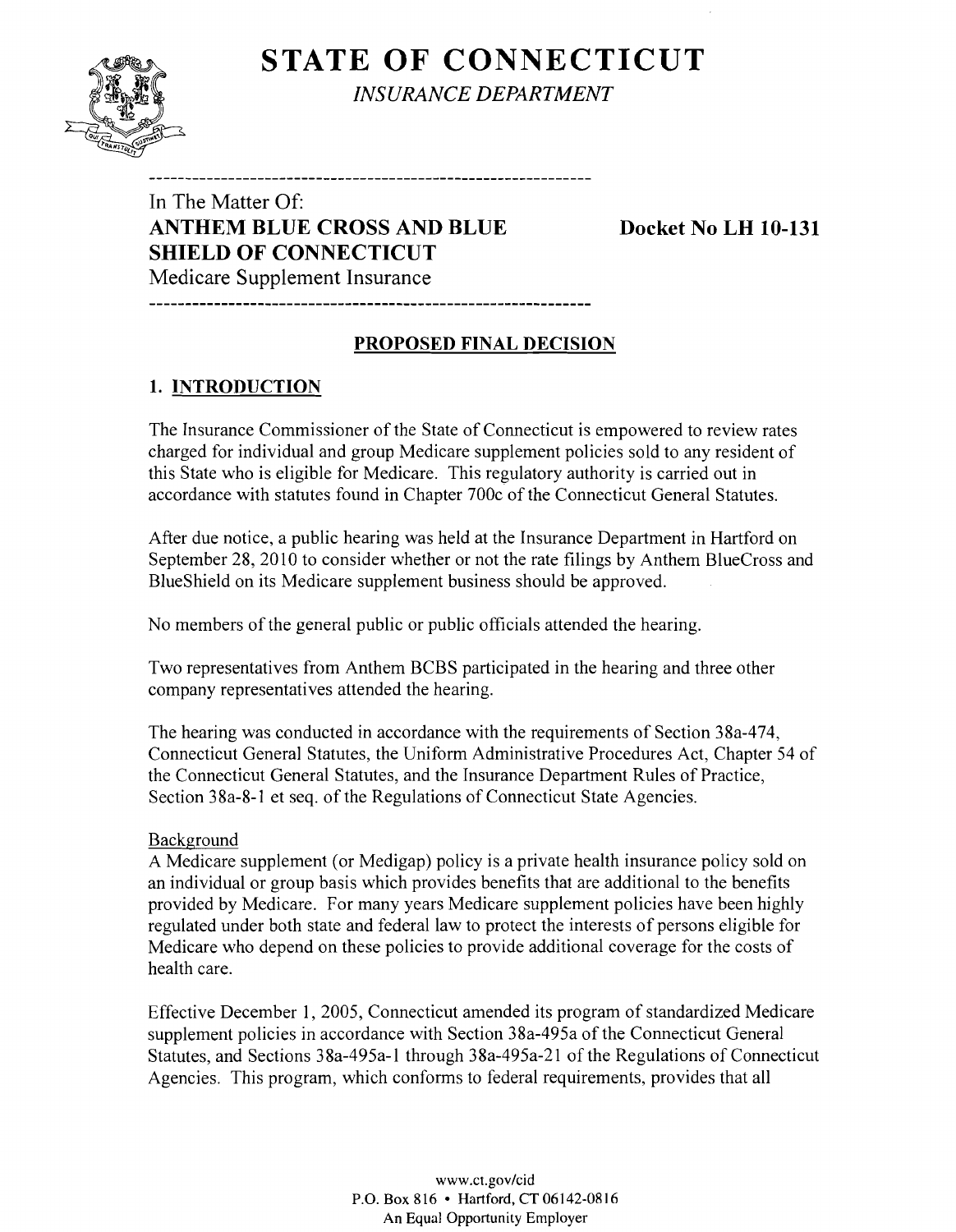# STATE OF CONNECTICUT

*INSURANCE DEPARTMENT*

In The Matter Of:

**ANTHEM BLUE CROSS AND BLUE SHIELD OF CONNECTICUT**

Medicare Supplement Insurance

**Docket No LH 10-131**

## PROPOSED FINAL DECISION

### 1. INTRODUCTION

The Insurance Commissioner of the State of Connecticut is empowered to review rates charged for individual and group Medicare supplement policies sold to any resident of this State who is eligible for Medicare. This regulatory authority is carried out in accordance with statutes found in Chapter 700c of the Connecticut General Statutes.

After due notice, a public hearing was held at the Insurance Department in Hartford on September 28, 2010 to consider whether or not the rate filings by Anthem BlueCross and BlueShield on its Medicare supplement business should be approved.

No members of the general public or public officials attended the hearing.

Two representatives from Anthem BCBS participated in the hearing and three other company representatives attended the hearing.

The hearing was conducted in accordance with the requirements of Section 38a-474, Connecticut General Statutes, the Uniform Administrative Procedures Act, Chapter 54 of the Connecticut General Statutes, and the Insurance Department Rules of Practice, Section 38a-8-1 et seq. of the Regulations of Connecticut State Agencies.

Background

A Medicare supplement (or Medigap) policy is a private health insurance policy sold on an individual or group basis which provides benefits that are additional to the benefits provided by Medicare. For many years Medicare supplement policies have been highly regulated under both state and federal law to protect the interests of persons eligible for Medicare who depend on these policies to provide additional coverage for the costs of health care.

Effective December 1, 2005, Connecticut amended its program of standardized Medicare supplement policies in accordance with Section 38a-495a of the Connecticut General Statutes, and Sections 38a-495a-1 through 38a-495a-21 of the Regulations of Connecticut Agencies. This program, which conforms to federal requirements, provides that all

www.ct.gov/cid
P.O. Box 816 • Hartford, CT 06142-0816
An Equal Opportunity Employer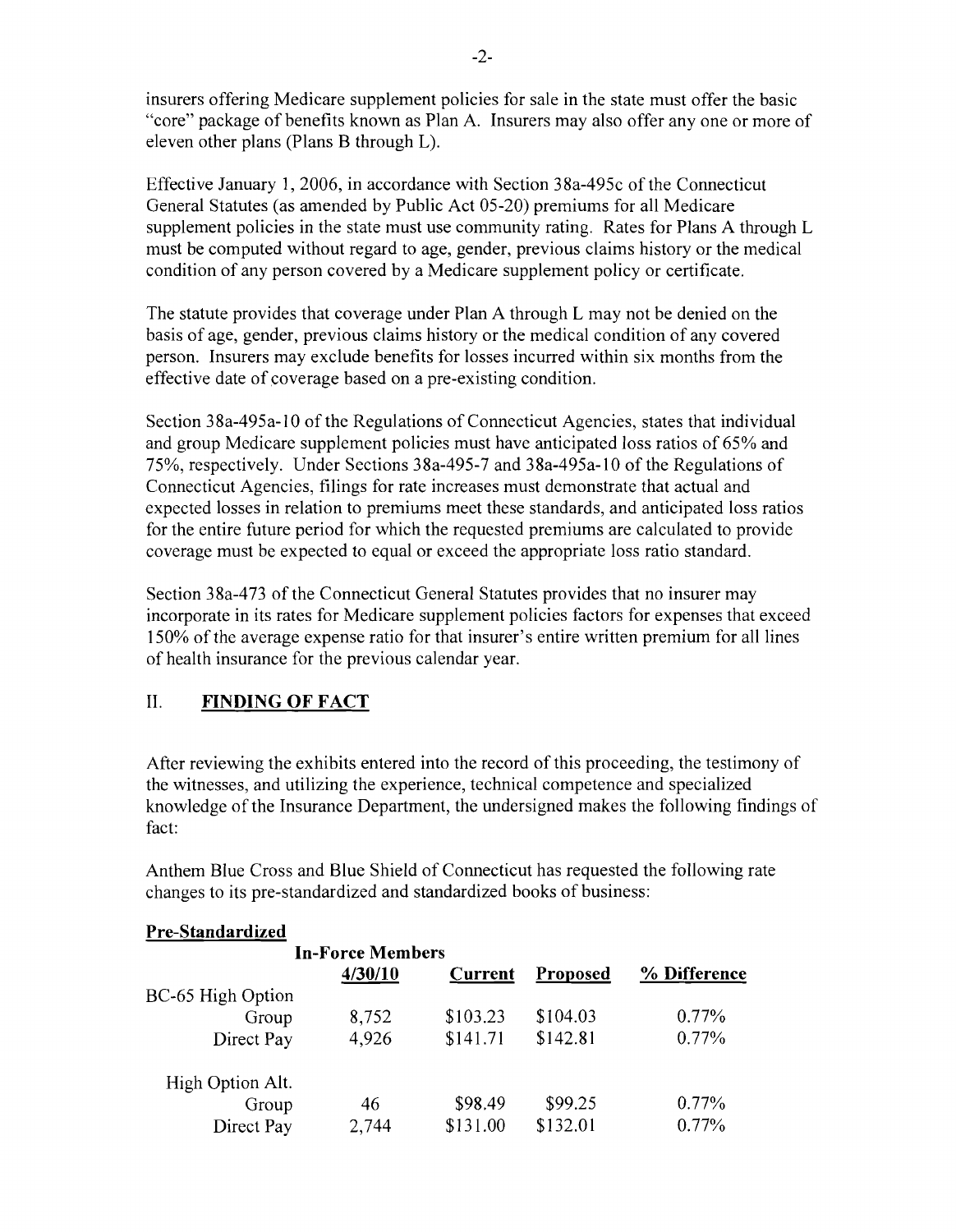insurers offering Medicare supplement policies for sale in the state must offer the basic "core" package of benefits known as Plan A. Insurers may also offer any one or more of eleven other plans (Plans B through L).

Effective January 1, 2006, in accordance with Section 38a-495c of the Connecticut General Statutes (as amended by Public Act 05-20) premiums for all Medicare supplement policies in the state must use community rating. Rates for Plans A through L must be computed without regard to age, gender, previous claims history or the medical condition of any person covered by a Medicare supplement policy or certificate.

The statute provides that coverage under Plan A through L may not be denied on the basis of age, gender, previous claims history or the medical condition of any covered person. Insurers may exclude benefits for losses incurred within six months from the effective date of coverage based on a pre-existing condition.

Section 38a-495a-10 of the Regulations of Connecticut Agencies, states that individual and group Medicare supplement policies must have anticipated loss ratios of 65% and 75%, respectively. Under Sections 38a-495-7 and 38a-495a-10 of the Regulations of Connecticut Agencies, filings for rate increases must demonstrate that actual and expected losses in relation to premiums meet these standards, and anticipated loss ratios for the entire future period for which the requested premiums are calculated to provide coverage must be expected to equal or exceed the appropriate loss ratio standard.

Section 38a-473 of the Connecticut General Statutes provides that no insurer may incorporate in its rates for Medicare supplement policies factors for expenses that exceed 150% of the average expense ratio for that insurer's entire written premium for all lines of health insurance for the previous calendar year.

## II. FINDING OF FACT

After reviewing the exhibits entered into the record of this proceeding, the testimony of the witnesses, and utilizing the experience, technical competence and specialized knowledge of the Insurance Department, the undersigned makes the following findings of fact:

Anthem Blue Cross and Blue Shield of Connecticut has requested the following rate changes to its pre-standardized and standardized books of business:

**Pre-Standardized**

| | In-Force Members 4/30/10 | Current | Proposed | % Difference |
|---|---|---|---|---|
| BC-65 High Option | | | | |
| Group | 8,752 | $103.23 | $104.03 | 0.77% |
| Direct Pay | 4,926 | $141.71 | $142.81 | 0.77% |
| High Option Alt. | | | | |
| Group | 46 | $98.49 | $99.25 | 0.77% |
| Direct Pay | 2,744 | $131.00 | $132.01 | 0.77% |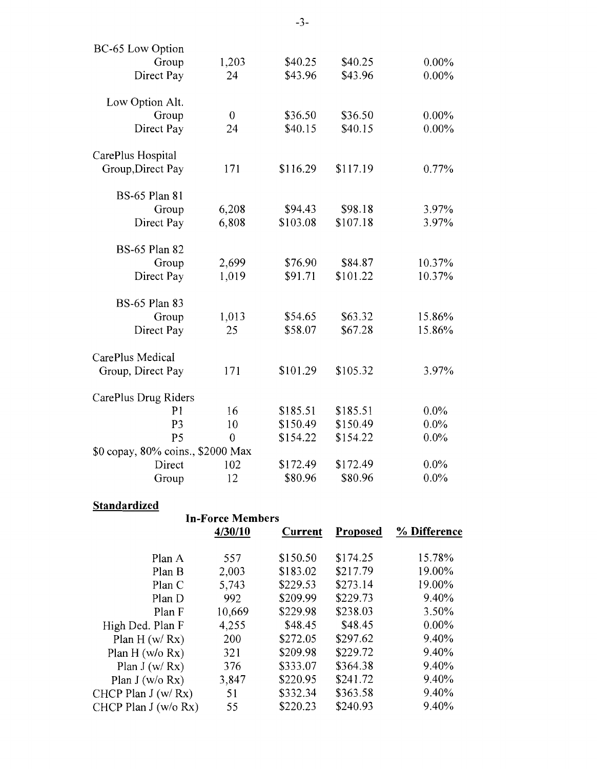| | | | | |
|---|---|---|---|---|
| BC-65 Low Option | | | | |
| Group | 1,203 | $40.25 | $40.25 | 0.00% |
| Direct Pay | 24 | $43.96 | $43.96 | 0.00% |
| | | | | |
| Low Option Alt. | | | | |
| Group | 0 | $36.50 | $36.50 | 0.00% |
| Direct Pay | 24 | $40.15 | $40.15 | 0.00% |
| | | | | |
| CarePlus Hospital | | | | |
| Group,Direct Pay | 171 | $116.29 | $117.19 | 0.77% |
| | | | | |
| BS-65 Plan 81 | | | | |
| Group | 6,208 | $94.43 | $98.18 | 3.97% |
| Direct Pay | 6,808 | $103.08 | $107.18 | 3.97% |
| | | | | |
| BS-65 Plan 82 | | | | |
| Group | 2,699 | $76.90 | $84.87 | 10.37% |
| Direct Pay | 1,019 | $91.71 | $101.22 | 10.37% |
| | | | | |
| BS-65 Plan 83 | | | | |
| Group | 1,013 | $54.65 | $63.32 | 15.86% |
| Direct Pay | 25 | $58.07 | $67.28 | 15.86% |
| | | | | |
| CarePlus Medical | | | | |
| Group, Direct Pay | 171 | $101.29 | $105.32 | 3.97% |
| | | | | |
| CarePlus Drug Riders | | | | |
| P1 | 16 | $185.51 | $185.51 | 0.0% |
| P3 | 10 | $150.49 | $150.49 | 0.0% |
| P5 | 0 | $154.22 | $154.22 | 0.0% |
| $0 copay, 80% coins., $2000 Max | | | | |
| Direct | 102 | $172.49 | $172.49 | 0.0% |
| Group | 12 | $80.96 | $80.96 | 0.0% |

**Standardized**

| | In-Force Members 4/30/10 | Current | Proposed | % Difference |
|---|---|---|---|---|
| Plan A | 557 | $150.50 | $174.25 | 15.78% |
| Plan B | 2,003 | $183.02 | $217.79 | 19.00% |
| Plan C | 5,743 | $229.53 | $273.14 | 19.00% |
| Plan D | 992 | $209.99 | $229.73 | 9.40% |
| Plan F | 10,669 | $229.98 | $238.03 | 3.50% |
| High Ded. Plan F | 4,255 | $48.45 | $48.45 | 0.00% |
| Plan H (w/ Rx) | 200 | $272.05 | $297.62 | 9.40% |
| Plan H (w/o Rx) | 321 | $209.98 | $229.72 | 9.40% |
| Plan J (w/ Rx) | 376 | $333.07 | $364.38 | 9.40% |
| Plan J (w/o Rx) | 3,847 | $220.95 | $241.72 | 9.40% |
| CHCP Plan J (w/ Rx) | 51 | $332.34 | $363.58 | 9.40% |
| CHCP Plan J (w/o Rx) | 55 | $220.23 | $240.93 | 9.40% |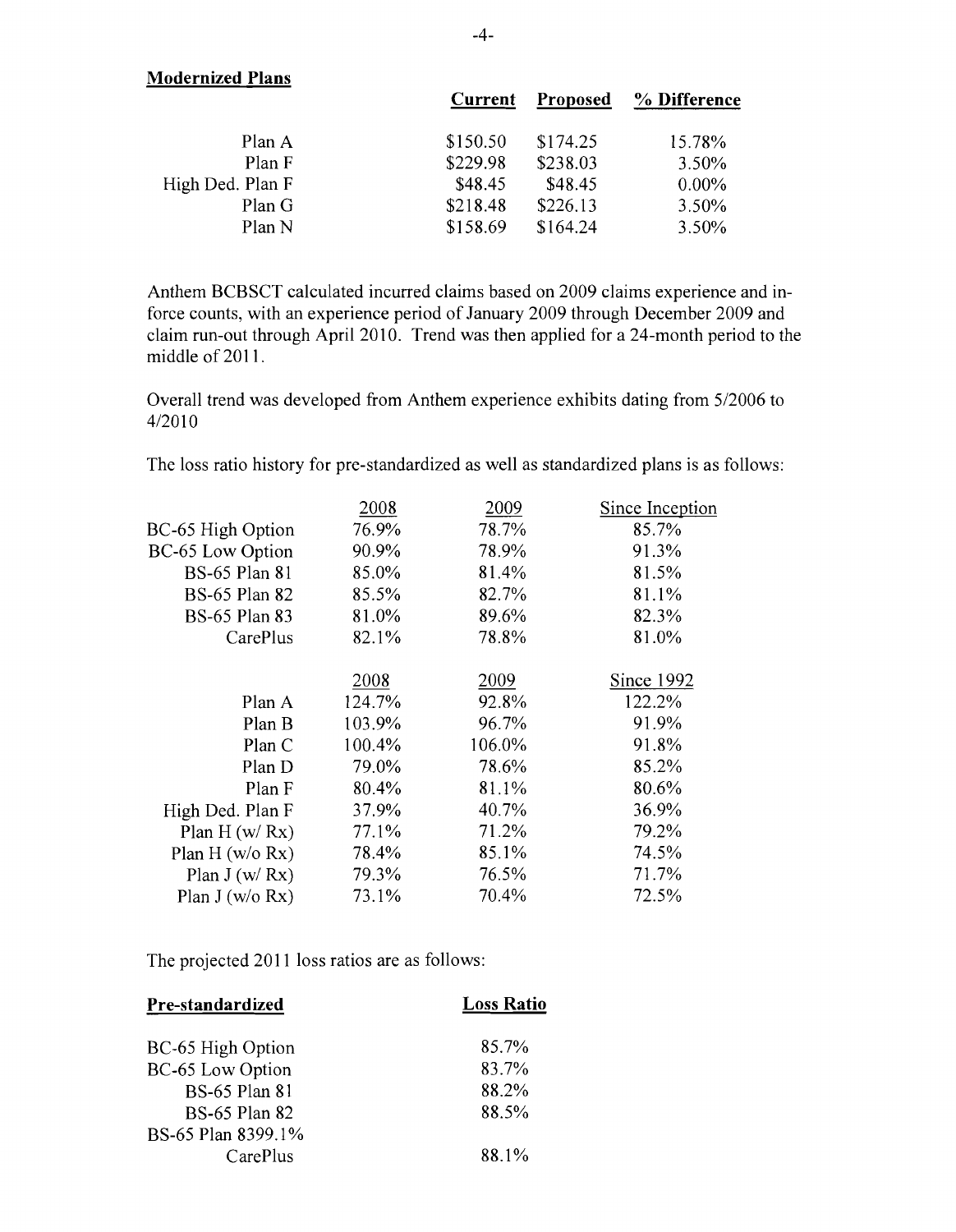**Modernized Plans**

| | Current | Proposed | % Difference |
|---|---|---|---|
| Plan A | $150.50 | $174.25 | 15.78% |
| Plan F | $229.98 | $238.03 | 3.50% |
| High Ded. Plan F | $48.45 | $48.45 | 0.00% |
| Plan G | $218.48 | $226.13 | 3.50% |
| Plan N | $158.69 | $164.24 | 3.50% |

Anthem BCBSCT calculated incurred claims based on 2009 claims experience and in-force counts, with an experience period of January 2009 through December 2009 and claim run-out through April 2010. Trend was then applied for a 24-month period to the middle of 2011.

Overall trend was developed from Anthem experience exhibits dating from 5/2006 to 4/2010

The loss ratio history for pre-standardized as well as standardized plans is as follows:

| | 2008 | 2009 | Since Inception |
|---|---|---|---|
| BC-65 High Option | 76.9% | 78.7% | 85.7% |
| BC-65 Low Option | 90.9% | 78.9% | 91.3% |
| BS-65 Plan 81 | 85.0% | 81.4% | 81.5% |
| BS-65 Plan 82 | 85.5% | 82.7% | 81.1% |
| BS-65 Plan 83 | 81.0% | 89.6% | 82.3% |
| CarePlus | 82.1% | 78.8% | 81.0% |

| | 2008 | 2009 | Since 1992 |
|---|---|---|---|
| Plan A | 124.7% | 92.8% | 122.2% |
| Plan B | 103.9% | 96.7% | 91.9% |
| Plan C | 100.4% | 106.0% | 91.8% |
| Plan D | 79.0% | 78.6% | 85.2% |
| Plan F | 80.4% | 81.1% | 80.6% |
| High Ded. Plan F | 37.9% | 40.7% | 36.9% |
| Plan H (w/ Rx) | 77.1% | 71.2% | 79.2% |
| Plan H (w/o Rx) | 78.4% | 85.1% | 74.5% |
| Plan J (w/ Rx) | 79.3% | 76.5% | 71.7% |
| Plan J (w/o Rx) | 73.1% | 70.4% | 72.5% |

The projected 2011 loss ratios are as follows:

| Pre-standardized | Loss Ratio |
|---|---|
| BC-65 High Option | 85.7% |
| BC-65 Low Option | 83.7% |
| BS-65 Plan 81 | 88.2% |
| BS-65 Plan 82 | 88.5% |
| BS-65 Plan 8399.1% | |
| CarePlus | 88.1% |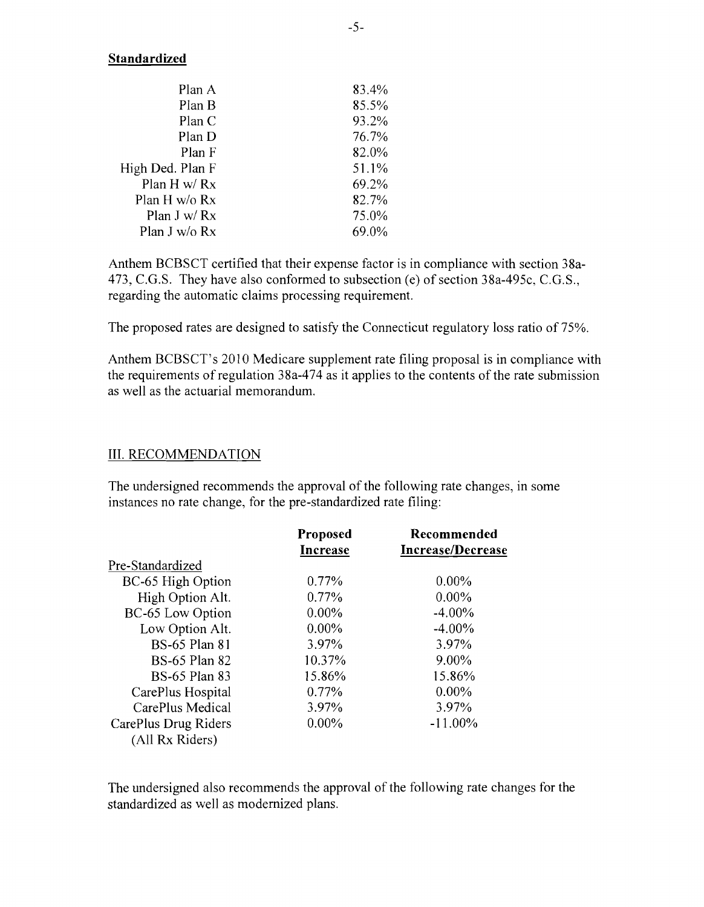**Standardized**

| | |
|---|---|
| Plan A | 83.4% |
| Plan B | 85.5% |
| Plan C | 93.2% |
| Plan D | 76.7% |
| Plan F | 82.0% |
| High Ded. Plan F | 51.1% |
| Plan H w/ Rx | 69.2% |
| Plan H w/o Rx | 82.7% |
| Plan J w/ Rx | 75.0% |
| Plan J w/o Rx | 69.0% |

Anthem BCBSCT certified that their expense factor is in compliance with section 38a-473, C.G.S. They have also conformed to subsection (e) of section 38a-495c, C.G.S., regarding the automatic claims processing requirement.

The proposed rates are designed to satisfy the Connecticut regulatory loss ratio of 75%.

Anthem BCBSCT's 2010 Medicare supplement rate filing proposal is in compliance with the requirements of regulation 38a-474 as it applies to the contents of the rate submission as well as the actuarial memorandum.

## III. RECOMMENDATION

The undersigned recommends the approval of the following rate changes, in some instances no rate change, for the pre-standardized rate filing:

| | **Proposed Increase** | **Recommended Increase/Decrease** |
|---|---|---|
| Pre-Standardized | | |
| BC-65 High Option | 0.77% | 0.00% |
| High Option Alt. | 0.77% | 0.00% |
| BC-65 Low Option | 0.00% | -4.00% |
| Low Option Alt. | 0.00% | -4.00% |
| BS-65 Plan 81 | 3.97% | 3.97% |
| BS-65 Plan 82 | 10.37% | 9.00% |
| BS-65 Plan 83 | 15.86% | 15.86% |
| CarePlus Hospital | 0.77% | 0.00% |
| CarePlus Medical | 3.97% | 3.97% |
| CarePlus Drug Riders (All Rx Riders) | 0.00% | -11.00% |

The undersigned also recommends the approval of the following rate changes for the standardized as well as modernized plans.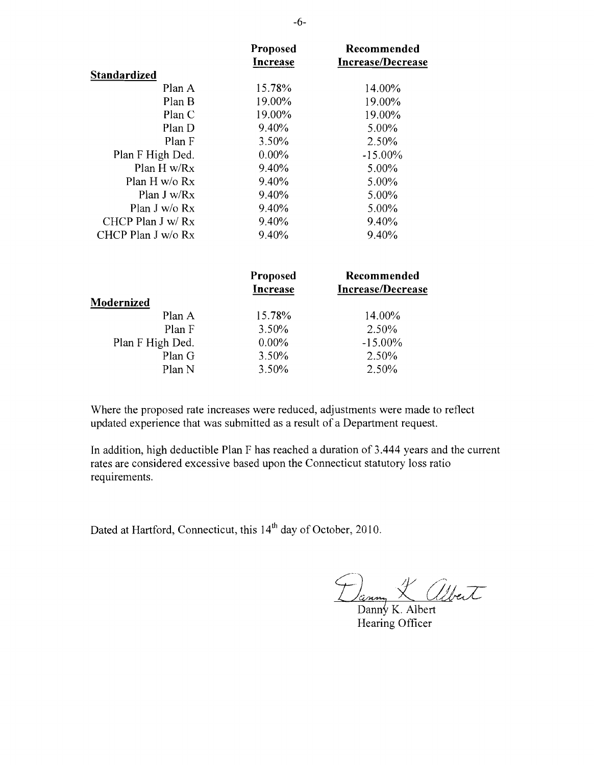| | Proposed Increase | Recommended Increase/Decrease |
|---|---|---|
| **Standardized** | | |
| Plan A | 15.78% | 14.00% |
| Plan B | 19.00% | 19.00% |
| Plan C | 19.00% | 19.00% |
| Plan D | 9.40% | 5.00% |
| Plan F | 3.50% | 2.50% |
| Plan F High Ded. | 0.00% | -15.00% |
| Plan H w/Rx | 9.40% | 5.00% |
| Plan H w/o Rx | 9.40% | 5.00% |
| Plan J w/Rx | 9.40% | 5.00% |
| Plan J w/o Rx | 9.40% | 5.00% |
| CHCP Plan J w/ Rx | 9.40% | 9.40% |
| CHCP Plan J w/o Rx | 9.40% | 9.40% |

| | Proposed Increase | Recommended Increase/Decrease |
|---|---|---|
| **Modernized** | | |
| Plan A | 15.78% | 14.00% |
| Plan F | 3.50% | 2.50% |
| Plan F High Ded. | 0.00% | -15.00% |
| Plan G | 3.50% | 2.50% |
| Plan N | 3.50% | 2.50% |

Where the proposed rate increases were reduced, adjustments were made to reflect updated experience that was submitted as a result of a Department request.

In addition, high deductible Plan F has reached a duration of 3.444 years and the current rates are considered excessive based upon the Connecticut statutory loss ratio requirements.

Dated at Hartford, Connecticut, this 14th day of October, 2010.

Danny K. Albert
Hearing Officer